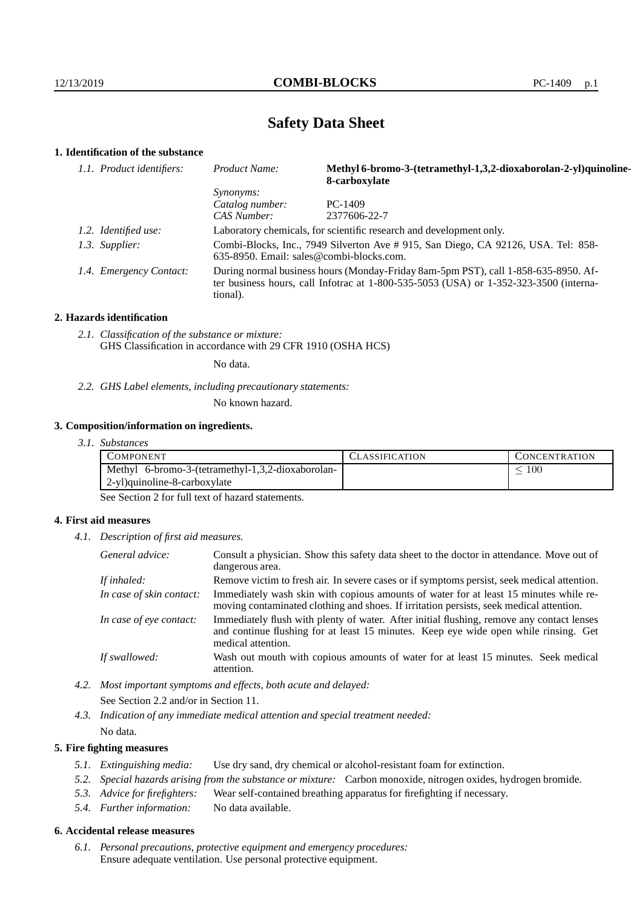# Safety Data Sheet

## 1. Identification of the substance

| | | |
|---|---|---|
| *1.1. Product identifiers:* | *Product Name:* | **Methyl 6-bromo-3-(tetramethyl-1,3,2-dioxaborolan-2-yl)quinoline-8-carboxylate** |
| | *Synonyms:* | |
| | *Catalog number:* | PC-1409 |
| | *CAS Number:* | 2377606-22-7 |
| *1.2. Identified use:* | Laboratory chemicals, for scientific research and development only. | |
| *1.3. Supplier:* | Combi-Blocks, Inc., 7949 Silverton Ave # 915, San Diego, CA 92126, USA. Tel: 858-635-8950. Email: sales@combi-blocks.com. | |
| *1.4. Emergency Contact:* | During normal business hours (Monday-Friday 8am-5pm PST), call 1-858-635-8950. After business hours, call Infotrac at 1-800-535-5053 (USA) or 1-352-323-3500 (international). | |

## 2. Hazards identification

*2.1. Classification of the substance or mixture:*
GHS Classification in accordance with 29 CFR 1910 (OSHA HCS)

No data.

*2.2. GHS Label elements, including precautionary statements:*

No known hazard.

## 3. Composition/information on ingredients.

*3.1. Substances*

| COMPONENT | CLASSIFICATION | CONCENTRATION |
|---|---|---|
| Methyl 6-bromo-3-(tetramethyl-1,3,2-dioxaborolan-2-yl)quinoline-8-carboxylate | | $\leq 100$ |

See Section 2 for full text of hazard statements.

## 4. First aid measures

*4.1. Description of first aid measures.*

| | |
|---|---|
| *General advice:* | Consult a physician. Show this safety data sheet to the doctor in attendance. Move out of dangerous area. |
| *If inhaled:* | Remove victim to fresh air. In severe cases or if symptoms persist, seek medical attention. |
| *In case of skin contact:* | Immediately wash skin with copious amounts of water for at least 15 minutes while removing contaminated clothing and shoes. If irritation persists, seek medical attention. |
| *In case of eye contact:* | Immediately flush with plenty of water. After initial flushing, remove any contact lenses and continue flushing for at least 15 minutes. Keep eye wide open while rinsing. Get medical attention. |
| *If swallowed:* | Wash out mouth with copious amounts of water for at least 15 minutes. Seek medical attention. |

*4.2. Most important symptoms and effects, both acute and delayed:*

See Section 2.2 and/or in Section 11.

*4.3. Indication of any immediate medical attention and special treatment needed:*

No data.

## 5. Fire fighting measures

*5.1. Extinguishing media:* Use dry sand, dry chemical or alcohol-resistant foam for extinction.

*5.2. Special hazards arising from the substance or mixture:* Carbon monoxide, nitrogen oxides, hydrogen bromide.

*5.3. Advice for firefighters:* Wear self-contained breathing apparatus for firefighting if necessary.

*5.4. Further information:* No data available.

## 6. Accidental release measures

*6.1. Personal precautions, protective equipment and emergency procedures:*
Ensure adequate ventilation. Use personal protective equipment.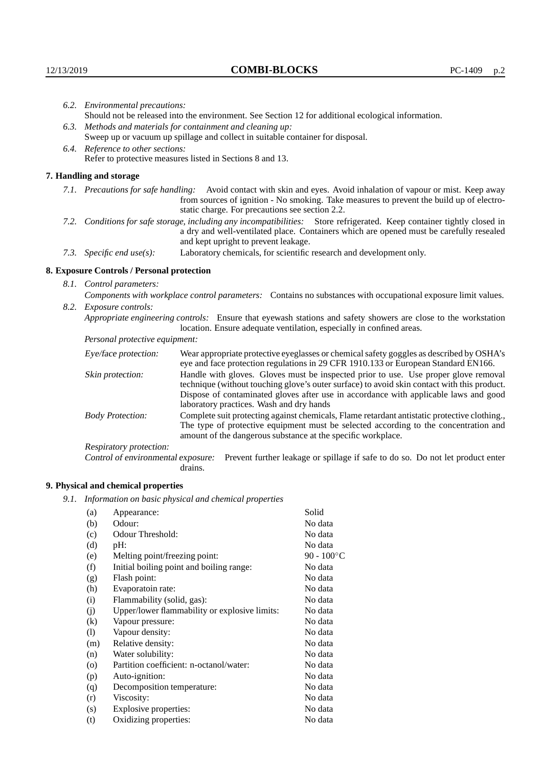*6.2. Environmental precautions:*
Should not be released into the environment. See Section 12 for additional ecological information.

*6.3. Methods and materials for containment and cleaning up:*
Sweep up or vacuum up spillage and collect in suitable container for disposal.

*6.4. Reference to other sections:*
Refer to protective measures listed in Sections 8 and 13.

## 7. Handling and storage

*7.1. Precautions for safe handling:* Avoid contact with skin and eyes. Avoid inhalation of vapour or mist. Keep away from sources of ignition - No smoking. Take measures to prevent the build up of electrostatic charge. For precautions see section 2.2.

*7.2. Conditions for safe storage, including any incompatibilities:* Store refrigerated. Keep container tightly closed in a dry and well-ventilated place. Containers which are opened must be carefully resealed and kept upright to prevent leakage.

*7.3. Specific end use(s):* Laboratory chemicals, for scientific research and development only.

## 8. Exposure Controls / Personal protection

*8.1. Control parameters:*
*Components with workplace control parameters:* Contains no substances with occupational exposure limit values.

*8.2. Exposure controls:*
*Appropriate engineering controls:* Ensure that eyewash stations and safety showers are close to the workstation location. Ensure adequate ventilation, especially in confined areas.

*Personal protective equipment:*

*Eye/face protection:* Wear appropriate protective eyeglasses or chemical safety goggles as described by OSHA's eye and face protection regulations in 29 CFR 1910.133 or European Standard EN166.

*Skin protection:* Handle with gloves. Gloves must be inspected prior to use. Use proper glove removal technique (without touching glove's outer surface) to avoid skin contact with this product. Dispose of contaminated gloves after use in accordance with applicable laws and good laboratory practices. Wash and dry hands

*Body Protection:* Complete suit protecting against chemicals, Flame retardant antistatic protective clothing., The type of protective equipment must be selected according to the concentration and amount of the dangerous substance at the specific workplace.

*Respiratory protection:*

*Control of environmental exposure:* Prevent further leakage or spillage if safe to do so. Do not let product enter drains.

## 9. Physical and chemical properties

*9.1. Information on basic physical and chemical properties*

| | | |
|---|---|---|
| (a) | Appearance: | Solid |
| (b) | Odour: | No data |
| (c) | Odour Threshold: | No data |
| (d) | pH: | No data |
| (e) | Melting point/freezing point: | 90 - 100°C |
| (f) | Initial boiling point and boiling range: | No data |
| (g) | Flash point: | No data |
| (h) | Evaporatoin rate: | No data |
| (i) | Flammability (solid, gas): | No data |
| (j) | Upper/lower flammability or explosive limits: | No data |
| (k) | Vapour pressure: | No data |
| (l) | Vapour density: | No data |
| (m) | Relative density: | No data |
| (n) | Water solubility: | No data |
| (o) | Partition coefficient: n-octanol/water: | No data |
| (p) | Auto-ignition: | No data |
| (q) | Decomposition temperature: | No data |
| (r) | Viscosity: | No data |
| (s) | Explosive properties: | No data |
| (t) | Oxidizing properties: | No data |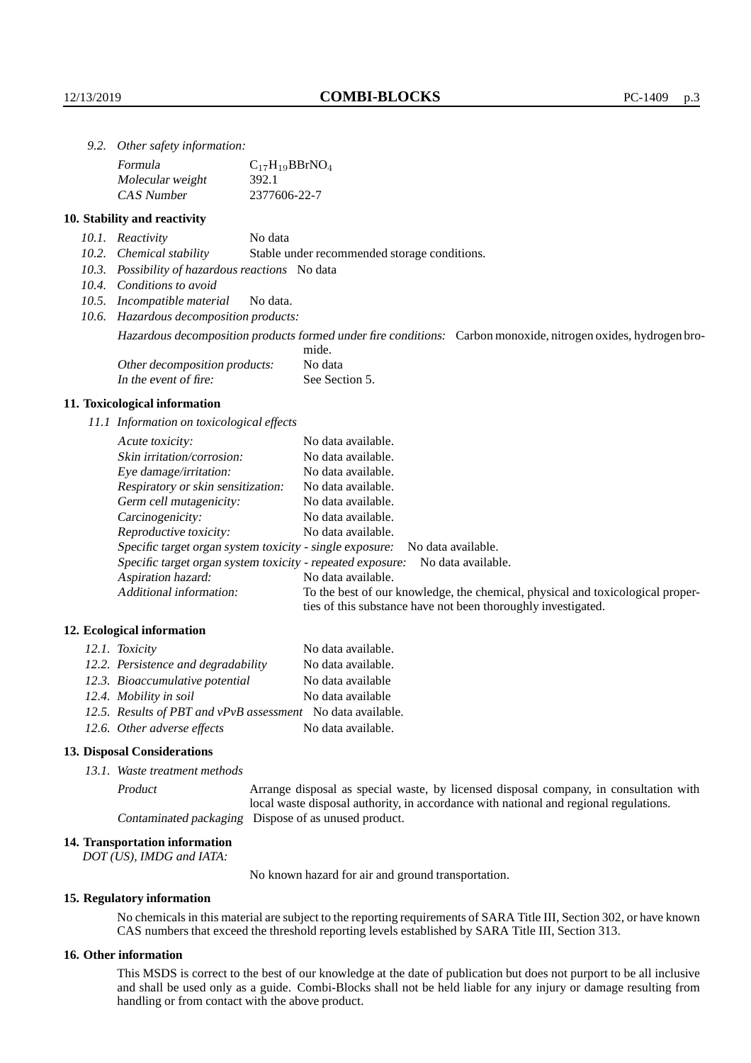*9.2. Other safety information:*

| | |
|---|---|
| *Formula* | $C_{17}H_{19}BBrNO_4$ |
| *Molecular weight* | 392.1 |
| *CAS Number* | 2377606-22-7 |

## 10. Stability and reactivity

*10.1. Reactivity* No data

*10.2. Chemical stability* Stable under recommended storage conditions.

*10.3. Possibility of hazardous reactions* No data

*10.4. Conditions to avoid*

*10.5. Incompatible material* No data.

*10.6. Hazardous decomposition products:*

*Hazardous decomposition products formed under fire conditions:* Carbon monoxide, nitrogen oxides, hydrogen bromide.

| | |
|---|---|
| *Other decomposition products:* | No data |
| *In the event of fire:* | See Section 5. |

## 11. Toxicological information

*11.1 Information on toxicological effects*

| | |
|---|---|
| *Acute toxicity:* | No data available. |
| *Skin irritation/corrosion:* | No data available. |
| *Eye damage/irritation:* | No data available. |
| *Respiratory or skin sensitization:* | No data available. |
| *Germ cell mutagenicity:* | No data available. |
| *Carcinogenicity:* | No data available. |
| *Reproductive toxicity:* | No data available. |
| *Specific target organ system toxicity - single exposure:* | No data available. |
| *Specific target organ system toxicity - repeated exposure:* | No data available. |
| *Aspiration hazard:* | No data available. |
| *Additional information:* | To the best of our knowledge, the chemical, physical and toxicological properties of this substance have not been thoroughly investigated. |

## 12. Ecological information

| | |
|---|---|
| *12.1. Toxicity* | No data available. |
| *12.2. Persistence and degradability* | No data available. |
| *12.3. Bioaccumulative potential* | No data available |
| *12.4. Mobility in soil* | No data available |
| *12.5. Results of PBT and vPvB assessment* | No data available. |
| *12.6. Other adverse effects* | No data available. |

## 13. Disposal Considerations

*13.1. Waste treatment methods*

| | |
|---|---|
| *Product* | Arrange disposal as special waste, by licensed disposal company, in consultation with local waste disposal authority, in accordance with national and regional regulations. |
| *Contaminated packaging* | Dispose of as unused product. |

## 14. Transportation information

*DOT (US), IMDG and IATA:*

No known hazard for air and ground transportation.

## 15. Regulatory information

No chemicals in this material are subject to the reporting requirements of SARA Title III, Section 302, or have known CAS numbers that exceed the threshold reporting levels established by SARA Title III, Section 313.

## 16. Other information

This MSDS is correct to the best of our knowledge at the date of publication but does not purport to be all inclusive and shall be used only as a guide. Combi-Blocks shall not be held liable for any injury or damage resulting from handling or from contact with the above product.